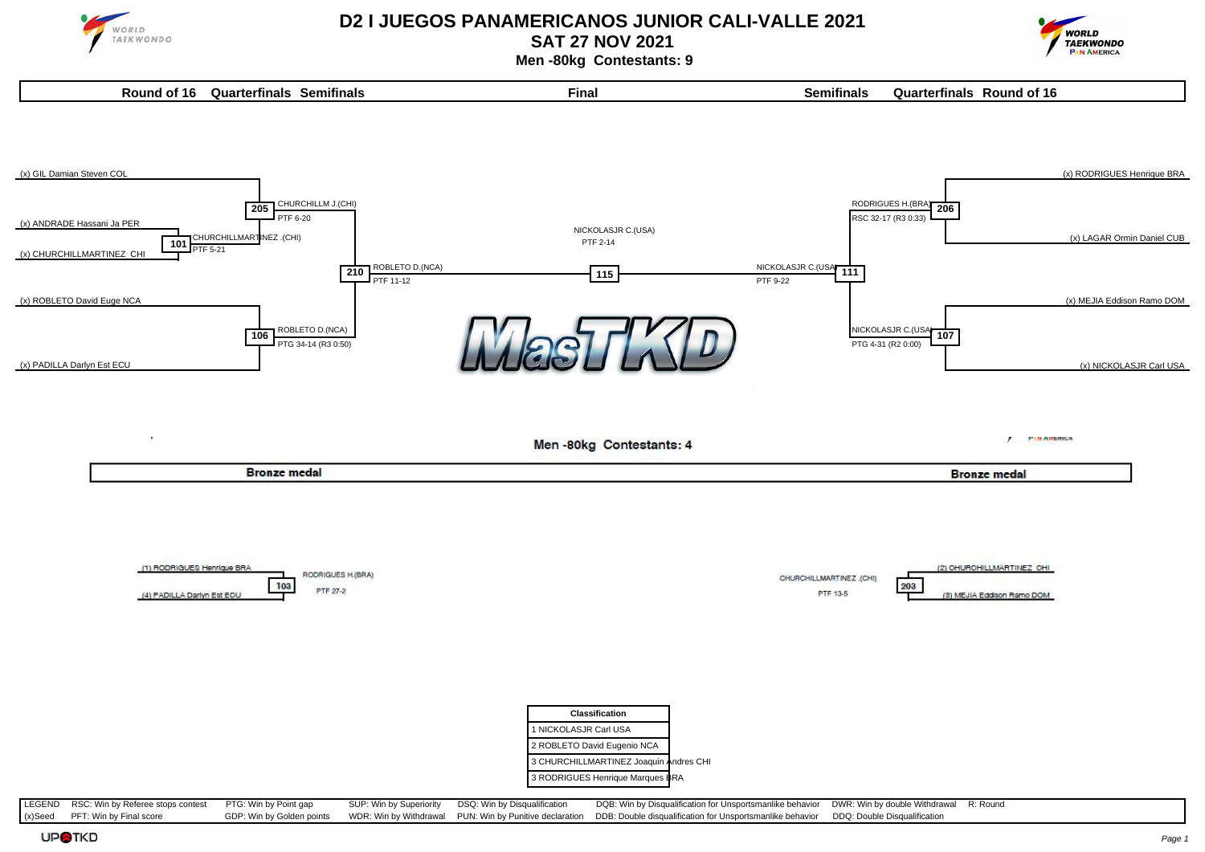# D2 I JUEGOS PANAMERICANOS JUNIOR CALI-VALLE 2021

## SAT 27 NOV 2021

### Men -80kg Contestants: 9

| Round of 16 | Quarterfinals | Semifinals | Final | Semifinals | Quarterfinals | Round of 16 |
|---|---|---|---|---|---|---|

(x) GIL Damian Steven COL

(x) ANDRADE Hassani Ja PER

(x) CHURCHILLMARTINEZ CHI

101 CHURCHILLMARTINEZ .(CHI) PTF 5-21

205 CHURCHILLM J.(CHI) PTF 6-20

(x) ROBLETO David Euge NCA

(x) PADILLA Darlyn Est ECU

106 ROBLETO D.(NCA) PTG 34-14 (R3 0:50)

210 ROBLETO D.(NCA) PTF 11-12

115 NICKOLASJR C.(USA) PTF 2-14

111 NICKOLASJR C.(USA) PTF 9-22

(x) RODRIGUES Henrique BRA

(x) LAGAR Ormin Daniel CUB

206 RODRIGUES H.(BRA) RSC 32-17 (R3 0:33)

(x) MEJIA Eddison Ramo DOM

(x) NICKOLASJR Carl USA

107 NICKOLASJR C.(USA) PTG 4-31 (R2 0:00)

### Men -80kg Contestants: 4

| Bronze medal | Bronze medal |
|---|---|

(1) RODRIGUES Henrique BRA

(4) PADILLA Darlyn Est ECU

103 RODRIGUES H.(BRA) PTF 27-2

(2) CHURCHILLMARTINEZ CHI

(3) MEJIA Eddison Ramo DOM

203 CHURCHILLMARTINEZ .(CHI) PTF 13-5

| Classification |
|---|
| 1 NICKOLASJR Carl USA |
| 2 ROBLETO David Eugenio NCA |
| 3 CHURCHILLMARTINEZ Joaquin Andres CHI |
| 3 RODRIGUES Henrique Marques BRA |

| LEGEND | RSC: Win by Referee stops contest | PTG: Win by Point gap | SUP: Win by Superiority | DSQ: Win by Disqualification | DQB: Win by Disqualification for Unsportsmanlike behavior | DWR: Win by double Withdrawal | R: Round |
|---|---|---|---|---|---|---|---|
| (x)Seed | PFT: Win by Final score | GDP: Win by Golden points | WDR: Win by Withdrawal | PUN: Win by Punitive declaration | DDB: Double disqualification for Unsportsmanlike behavior | DDQ: Double Disqualification | |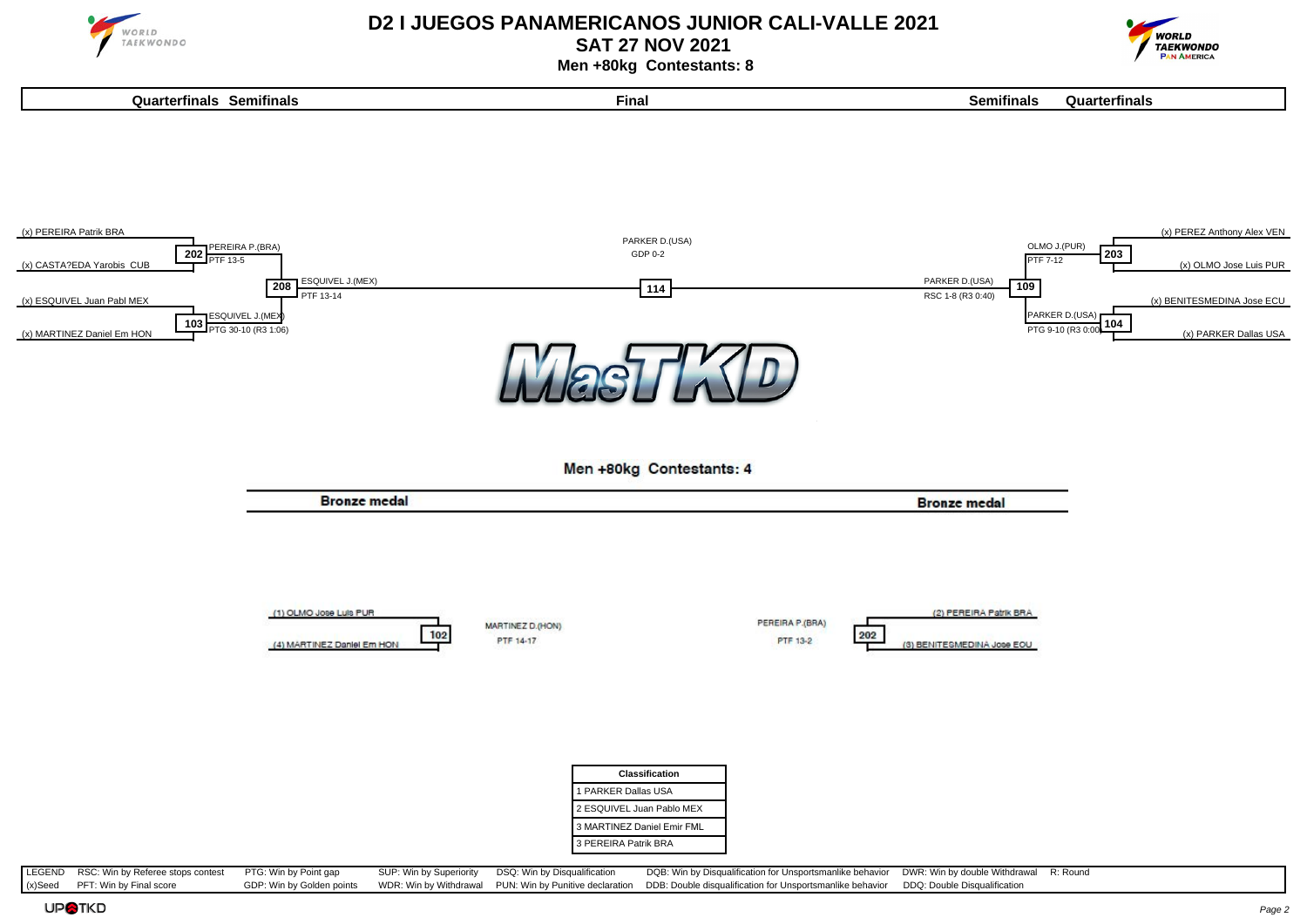# D2 I JUEGOS PANAMERICANOS JUNIOR CALI-VALLE 2021

## SAT 27 NOV 2021

### Men +80kg Contestants: 8

| Quarterfinals | Semifinals | Final | Semifinals | Quarterfinals |
|---|---|---|---|---|

**Left side**

- (x) PEREIRA Patrik BRA
- (x) CASTA?EDA Yarobis CUB
- 202: PEREIRA P.(BRA) PTF 13-5
- (x) ESQUIVEL Juan Pabl MEX
- (x) MARTINEZ Daniel Em HON
- 103: ESQUIVEL J.(MEX) PTG 30-10 (R3 1:06)
- 208: ESQUIVEL J.(MEX) PTF 13-14

**Final**

- 114: PARKER D.(USA) GDP 0-2

**Right side**

- (x) PEREZ Anthony Alex VEN
- (x) OLMO Jose Luis PUR
- 203: OLMO J.(PUR) PTF 7-12
- (x) BENITESMEDINA Jose ECU
- (x) PARKER Dallas USA
- 104: PARKER D.(USA) PTG 9-10 (R3 0:00)
- 109: PARKER D.(USA) RSC 1-8 (R3 0:40)

MasTKD

### Men +80kg Contestants: 4

| Bronze medal | Bronze medal |
|---|---|

**Bronze medal (left)**

- (1) OLMO Jose Luis PUR
- (4) MARTINEZ Daniel Em HON
- 102: MARTINEZ D.(HON) PTF 14-17

**Bronze medal (right)**

- (2) PEREIRA Patrik BRA
- (3) BENITESMEDINA Jose ECU
- 202: PEREIRA P.(BRA) PTF 13-2

| Classification |
|---|
| 1 PARKER Dallas USA |
| 2 ESQUIVEL Juan Pablo MEX |
| 3 MARTINEZ Daniel Emir FML |
| 3 PEREIRA Patrik BRA |

| LEGEND | RSC: Win by Referee stops contest | PTG: Win by Point gap | SUP: Win by Superiority | DSQ: Win by Disqualification | DQB: Win by Disqualification for Unsportsmanlike behavior | DWR: Win by double Withdrawal | R: Round |
|---|---|---|---|---|---|---|---|
| (x)Seed | PFT: Win by Final score | GDP: Win by Golden points | WDR: Win by Withdrawal | PUN: Win by Punitive declaration | DDB: Double disqualification for Unsportsmanlike behavior | DDQ: Double Disqualification | |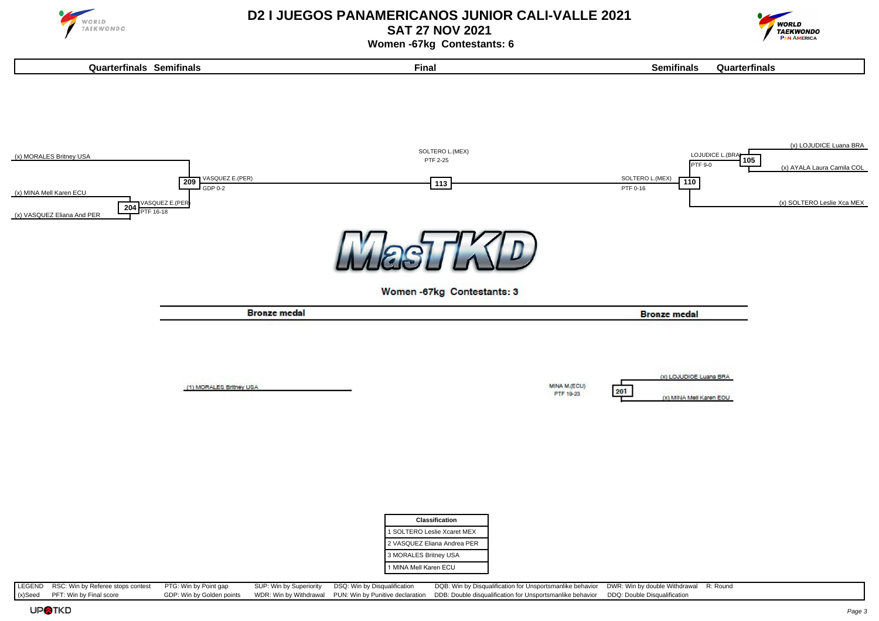# D2 I JUEGOS PANAMERICANOS JUNIOR CALI-VALLE 2021

## SAT 27 NOV 2021

### Women -67kg Contestants: 6

| Quarterfinals | Semifinals | Final | Semifinals | Quarterfinals |
|---|---|---|---|---|

(x) MORALES Britney USA

(x) MINA Mell Karen ECU

(x) VASQUEZ Eliana And PER

204 — VASQUEZ E.(PER) PTF 16-18

209 — VASQUEZ E.(PER) GDP 0-2

113 — SOLTERO L.(MEX) PTF 2-25

110 — SOLTERO L.(MEX) PTF 0-16

105 — LOJUDICE L.(BRA) PTF 9-0

(x) LOJUDICE Luana BRA

(x) AYALA Laura Camila COL

(x) SOLTERO Leslie Xca MEX

MasTKD

### Women -67kg Contestants: 3

| Bronze medal | Bronze medal |
|---|---|

(1) MORALES Britney USA

(x) LOJUDICE Luana BRA

(x) MINA Mell Karen ECU

201 — MINA M.(ECU) PTF 19-23

| Classification |
|---|
| 1 SOLTERO Leslie Xcaret MEX |
| 2 VASQUEZ Eliana Andrea PER |
| 3 MORALES Britney USA |
| 1 MINA Mell Karen ECU |

| LEGEND | RSC: Win by Referee stops contest | PTG: Win by Point gap | SUP: Win by Superiority | DSQ: Win by Disqualification | DQB: Win by Disqualification for Unsportsmanlike behavior | DWR: Win by double Withdrawal | R: Round |
|---|---|---|---|---|---|---|---|
| (x)Seed | PFT: Win by Final score | GDP: Win by Golden points | WDR: Win by Withdrawal | PUN: Win by Punitive declaration | DDB: Double disqualification for Unsportsmanlike behavior | DDQ: Double Disqualification | |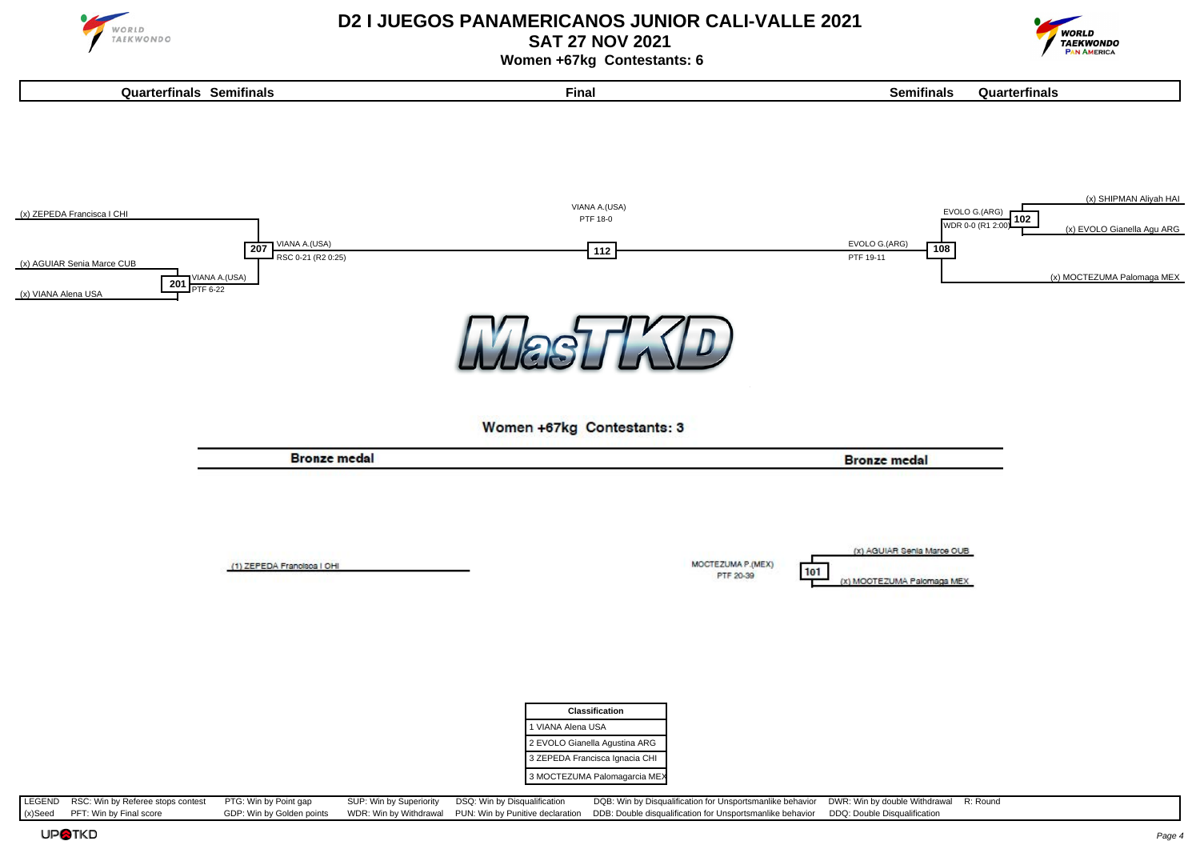# D2 I JUEGOS PANAMERICANOS JUNIOR CALI-VALLE 2021

## SAT 27 NOV 2021

### Women +67kg Contestants: 6

**Quarterfinals Semifinals** **Final** **Semifinals Quarterfinals**

(x) ZEPEDA Francisca I CHI

(x) AGUIAR Senia Marce CUB

(x) VIANA Alena USA

201 VIANA A.(USA) PTF 6-22

207 VIANA A.(USA) RSC 0-21 (R2 0:25)

112 VIANA A.(USA) PTF 18-0

(x) SHIPMAN Aliyah HAI

(x) EVOLO Gianella Agu ARG

102 EVOLO G.(ARG) WDR 0-0 (R1 2:00)

(x) MOCTEZUMA Palomaga MEX

108 EVOLO G.(ARG) PTF 19-11

MasTKD

Women +67kg Contestants: 3

**Bronze medal** **Bronze medal**

(1) ZEPEDA Francisca I CHI

(x) AGUIAR Senia Marce CUB

(x) MOCTEZUMA Palomaga MEX

101 MOCTEZUMA P.(MEX) PTF 20-39

| Classification |
|---|
| 1 VIANA Alena USA |
| 2 EVOLO Gianella Agustina ARG |
| 3 ZEPEDA Francisca Ignacia CHI |
| 3 MOCTEZUMA Palomagarcia MEX |

| | | | | | | | |
|---|---|---|---|---|---|---|---|
| LEGEND | RSC: Win by Referee stops contest | PTG: Win by Point gap | SUP: Win by Superiority | DSQ: Win by Disqualification | DQB: Win by Disqualification for Unsportsmanlike behavior | DWR: Win by double Withdrawal | R: Round |
| (x)Seed | PFT: Win by Final score | GDP: Win by Golden points | WDR: Win by Withdrawal | PUN: Win by Punitive declaration | DDB: Double disqualification for Unsportsmanlike behavior | DDQ: Double Disqualification | |

UPTKD